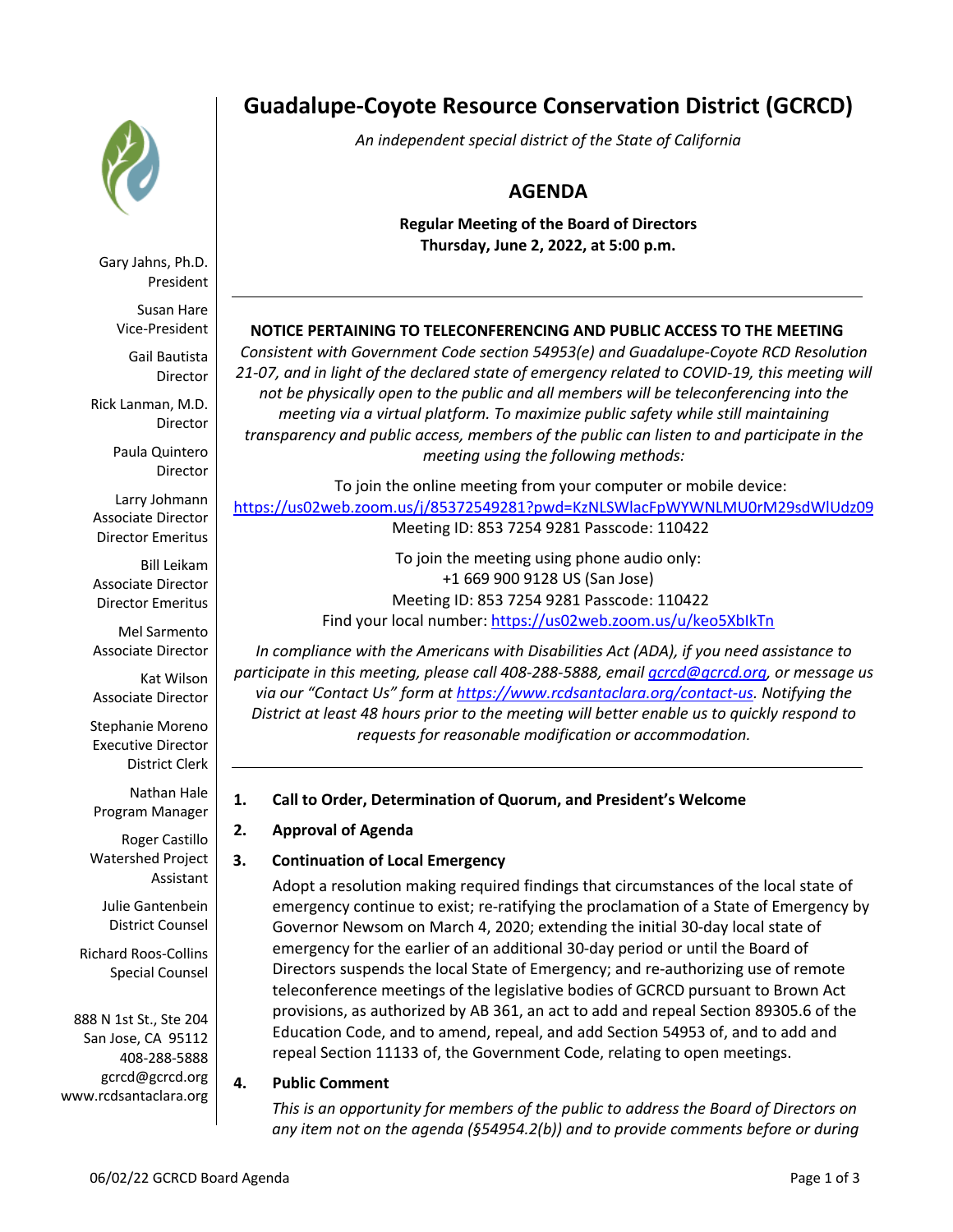# Guadalupe-Coyote Resource Conservation District (GCRCD)

*An independent special district of the State of California*

## AGENDA

**Regular Meeting of the Board of Directors**
**Thursday, June 2, 2022, at 5:00 p.m.**

Gary Jahns, Ph.D.
President

Susan Hare
Vice-President

Gail Bautista
Director

Rick Lanman, M.D.
Director

Paula Quintero
Director

Larry Johmann
Associate Director
Director Emeritus

Bill Leikam
Associate Director
Director Emeritus

Mel Sarmento
Associate Director

Kat Wilson
Associate Director

Stephanie Moreno
Executive Director
District Clerk

Nathan Hale
Program Manager

Roger Castillo
Watershed Project Assistant

Julie Gantenbein
District Counsel

Richard Roos-Collins
Special Counsel

888 N 1st St., Ste 204
San Jose, CA 95112
408-288-5888
gcrcd@gcrcd.org
www.rcdsantaclara.org

---

**NOTICE PERTAINING TO TELECONFERENCING AND PUBLIC ACCESS TO THE MEETING**

*Consistent with Government Code section 54953(e) and Guadalupe-Coyote RCD Resolution 21-07, and in light of the declared state of emergency related to COVID-19, this meeting will not be physically open to the public and all members will be teleconferencing into the meeting via a virtual platform. To maximize public safety while still maintaining transparency and public access, members of the public can listen to and participate in the meeting using the following methods:*

To join the online meeting from your computer or mobile device:
https://us02web.zoom.us/j/85372549281?pwd=KzNLSWlacFpWYWNLMU0rM29sdWlUdz09
Meeting ID: 853 7254 9281 Passcode: 110422

To join the meeting using phone audio only:
+1 669 900 9128 US (San Jose)
Meeting ID: 853 7254 9281 Passcode: 110422
Find your local number: https://us02web.zoom.us/u/keo5XbIkTn

*In compliance with the Americans with Disabilities Act (ADA), if you need assistance to participate in this meeting, please call 408-288-5888, email gcrcd@gcrcd.org, or message us via our "Contact Us" form at https://www.rcdsantaclara.org/contact-us. Notifying the District at least 48 hours prior to the meeting will better enable us to quickly respond to requests for reasonable modification or accommodation.*

---

1. **Call to Order, Determination of Quorum, and President's Welcome**

2. **Approval of Agenda**

3. **Continuation of Local Emergency**

   Adopt a resolution making required findings that circumstances of the local state of emergency continue to exist; re-ratifying the proclamation of a State of Emergency by Governor Newsom on March 4, 2020; extending the initial 30-day local state of emergency for the earlier of an additional 30-day period or until the Board of Directors suspends the local State of Emergency; and re-authorizing use of remote teleconference meetings of the legislative bodies of GCRCD pursuant to Brown Act provisions, as authorized by AB 361, an act to add and repeal Section 89305.6 of the Education Code, and to amend, repeal, and add Section 54953 of, and to add and repeal Section 11133 of, the Government Code, relating to open meetings.

4. **Public Comment**

   *This is an opportunity for members of the public to address the Board of Directors on any item not on the agenda (§54954.2(b)) and to provide comments before or during*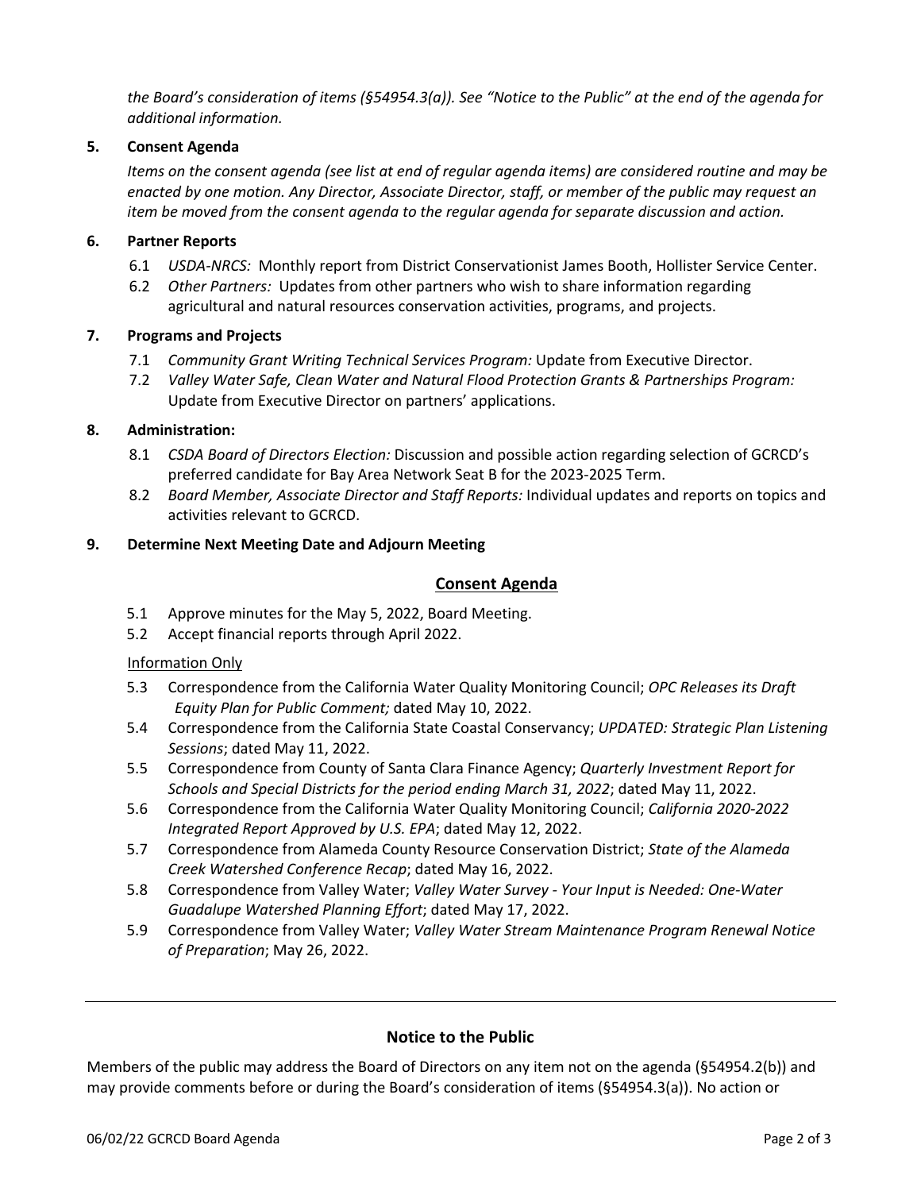*the Board's consideration of items (§54954.3(a)). See "Notice to the Public" at the end of the agenda for additional information.*

**5. Consent Agenda**

*Items on the consent agenda (see list at end of regular agenda items) are considered routine and may be enacted by one motion. Any Director, Associate Director, staff, or member of the public may request an item be moved from the consent agenda to the regular agenda for separate discussion and action.*

**6. Partner Reports**

6.1 *USDA-NRCS:* Monthly report from District Conservationist James Booth, Hollister Service Center.

6.2 *Other Partners:* Updates from other partners who wish to share information regarding agricultural and natural resources conservation activities, programs, and projects.

**7. Programs and Projects**

7.1 *Community Grant Writing Technical Services Program:* Update from Executive Director.

7.2 *Valley Water Safe, Clean Water and Natural Flood Protection Grants & Partnerships Program:* Update from Executive Director on partners' applications.

**8. Administration:**

8.1 *CSDA Board of Directors Election:* Discussion and possible action regarding selection of GCRCD's preferred candidate for Bay Area Network Seat B for the 2023-2025 Term.

8.2 *Board Member, Associate Director and Staff Reports:* Individual updates and reports on topics and activities relevant to GCRCD.

**9. Determine Next Meeting Date and Adjourn Meeting**

## Consent Agenda

5.1 Approve minutes for the May 5, 2022, Board Meeting.

5.2 Accept financial reports through April 2022.

Information Only

5.3 Correspondence from the California Water Quality Monitoring Council; *OPC Releases its Draft Equity Plan for Public Comment;* dated May 10, 2022.

5.4 Correspondence from the California State Coastal Conservancy; *UPDATED: Strategic Plan Listening Sessions*; dated May 11, 2022.

5.5 Correspondence from County of Santa Clara Finance Agency; *Quarterly Investment Report for Schools and Special Districts for the period ending March 31, 2022*; dated May 11, 2022.

5.6 Correspondence from the California Water Quality Monitoring Council; *California 2020-2022 Integrated Report Approved by U.S. EPA*; dated May 12, 2022.

5.7 Correspondence from Alameda County Resource Conservation District; *State of the Alameda Creek Watershed Conference Recap*; dated May 16, 2022.

5.8 Correspondence from Valley Water; *Valley Water Survey - Your Input is Needed: One-Water Guadalupe Watershed Planning Effort*; dated May 17, 2022.

5.9 Correspondence from Valley Water; *Valley Water Stream Maintenance Program Renewal Notice of Preparation*; May 26, 2022.

---

## Notice to the Public

Members of the public may address the Board of Directors on any item not on the agenda (§54954.2(b)) and may provide comments before or during the Board's consideration of items (§54954.3(a)). No action or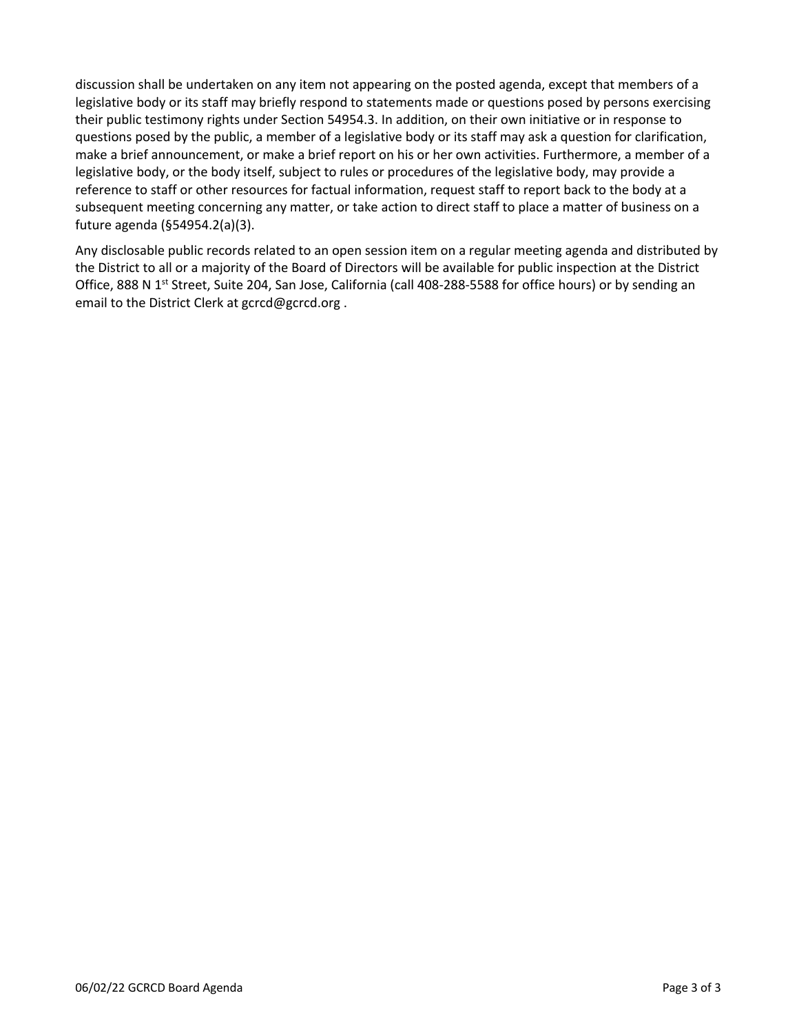discussion shall be undertaken on any item not appearing on the posted agenda, except that members of a legislative body or its staff may briefly respond to statements made or questions posed by persons exercising their public testimony rights under Section 54954.3. In addition, on their own initiative or in response to questions posed by the public, a member of a legislative body or its staff may ask a question for clarification, make a brief announcement, or make a brief report on his or her own activities. Furthermore, a member of a legislative body, or the body itself, subject to rules or procedures of the legislative body, may provide a reference to staff or other resources for factual information, request staff to report back to the body at a subsequent meeting concerning any matter, or take action to direct staff to place a matter of business on a future agenda (§54954.2(a)(3).

Any disclosable public records related to an open session item on a regular meeting agenda and distributed by the District to all or a majority of the Board of Directors will be available for public inspection at the District Office, 888 N 1st Street, Suite 204, San Jose, California (call 408-288-5588 for office hours) or by sending an email to the District Clerk at gcrcd@gcrcd.org .